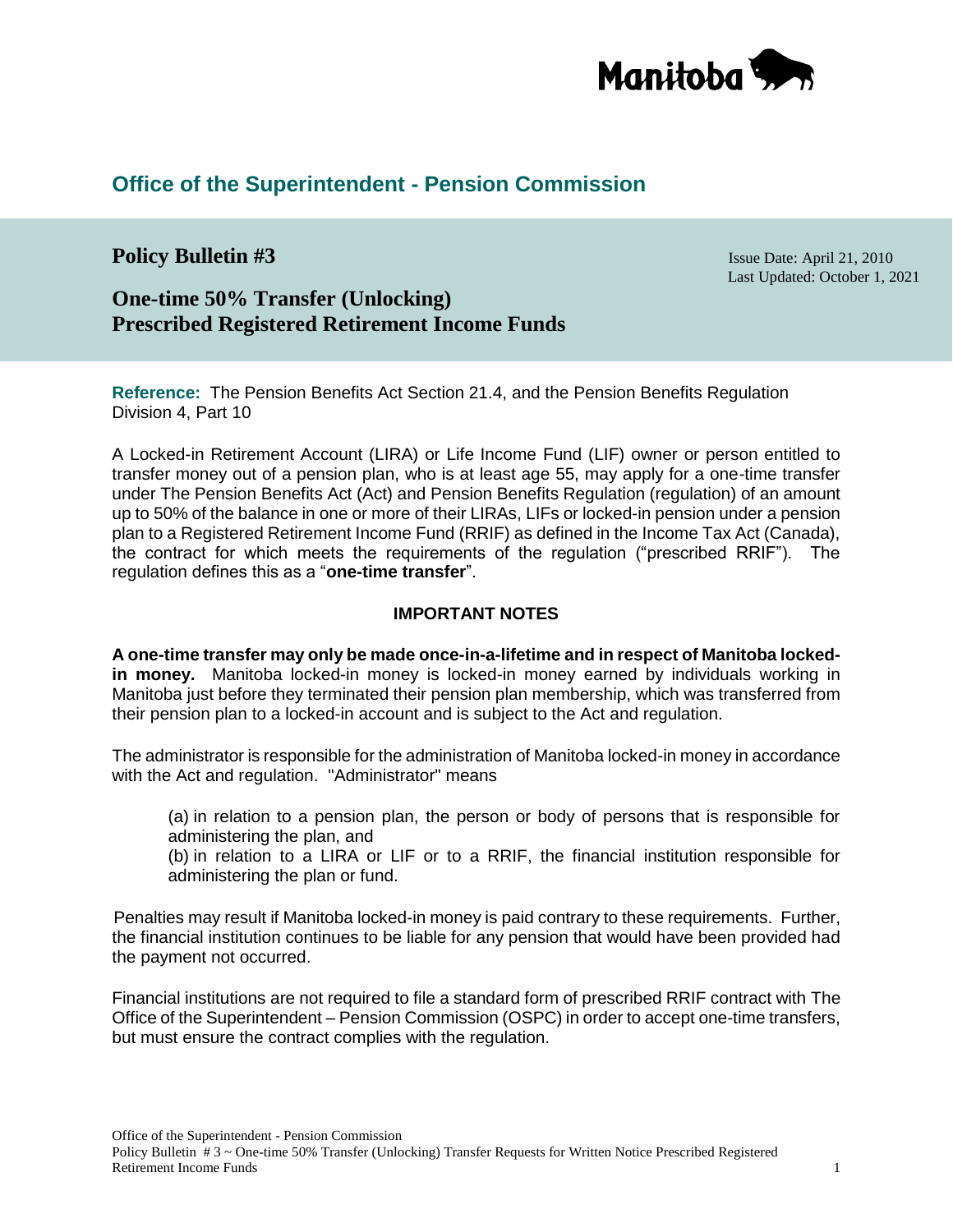## Office of the Superintendent - Pension Commission

# Policy Bulletin #3

Issue Date: April 21, 2010
Last Updated: October 1, 2021

# One-time 50% Transfer (Unlocking) Prescribed Registered Retirement Income Funds

**Reference:** The Pension Benefits Act Section 21.4, and the Pension Benefits Regulation Division 4, Part 10

A Locked-in Retirement Account (LIRA) or Life Income Fund (LIF) owner or person entitled to transfer money out of a pension plan, who is at least age 55, may apply for a one-time transfer under The Pension Benefits Act (Act) and Pension Benefits Regulation (regulation) of an amount up to 50% of the balance in one or more of their LIRAs, LIFs or locked-in pension under a pension plan to a Registered Retirement Income Fund (RRIF) as defined in the Income Tax Act (Canada), the contract for which meets the requirements of the regulation ("prescribed RRIF"). The regulation defines this as a "**one-time transfer**".

**IMPORTANT NOTES**

**A one-time transfer may only be made once-in-a-lifetime and in respect of Manitoba locked-in money.** Manitoba locked-in money is locked-in money earned by individuals working in Manitoba just before they terminated their pension plan membership, which was transferred from their pension plan to a locked-in account and is subject to the Act and regulation.

The administrator is responsible for the administration of Manitoba locked-in money in accordance with the Act and regulation. "Administrator" means

(a) in relation to a pension plan, the person or body of persons that is responsible for administering the plan, and
(b) in relation to a LIRA or LIF or to a RRIF, the financial institution responsible for administering the plan or fund.

Penalties may result if Manitoba locked-in money is paid contrary to these requirements. Further, the financial institution continues to be liable for any pension that would have been provided had the payment not occurred.

Financial institutions are not required to file a standard form of prescribed RRIF contract with The Office of the Superintendent – Pension Commission (OSPC) in order to accept one-time transfers, but must ensure the contract complies with the regulation.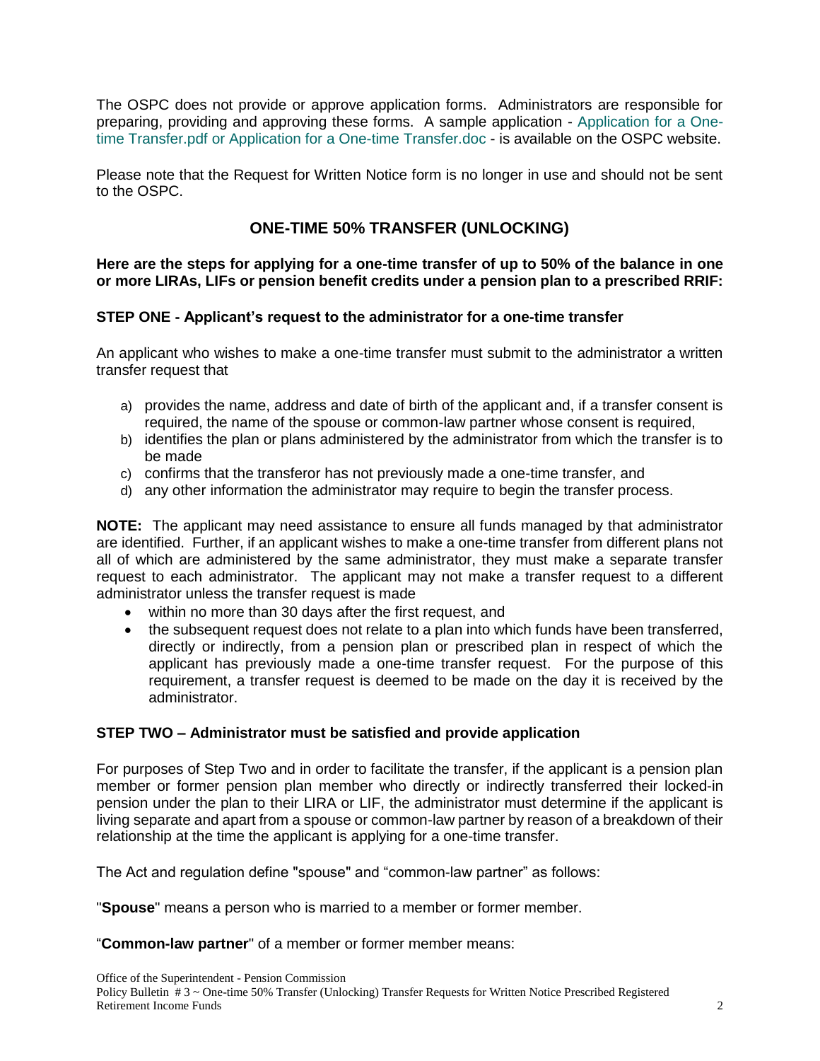The OSPC does not provide or approve application forms. Administrators are responsible for preparing, providing and approving these forms. A sample application - Application for a One-time Transfer.pdf or Application for a One-time Transfer.doc - is available on the OSPC website.

Please note that the Request for Written Notice form is no longer in use and should not be sent to the OSPC.

## ONE-TIME 50% TRANSFER (UNLOCKING)

**Here are the steps for applying for a one-time transfer of up to 50% of the balance in one or more LIRAs, LIFs or pension benefit credits under a pension plan to a prescribed RRIF:**

### STEP ONE - Applicant's request to the administrator for a one-time transfer

An applicant who wishes to make a one-time transfer must submit to the administrator a written transfer request that

a) provides the name, address and date of birth of the applicant and, if a transfer consent is required, the name of the spouse or common-law partner whose consent is required,
b) identifies the plan or plans administered by the administrator from which the transfer is to be made
c) confirms that the transferor has not previously made a one-time transfer, and
d) any other information the administrator may require to begin the transfer process.

**NOTE:** The applicant may need assistance to ensure all funds managed by that administrator are identified. Further, if an applicant wishes to make a one-time transfer from different plans not all of which are administered by the same administrator, they must make a separate transfer request to each administrator. The applicant may not make a transfer request to a different administrator unless the transfer request is made

- within no more than 30 days after the first request, and
- the subsequent request does not relate to a plan into which funds have been transferred, directly or indirectly, from a pension plan or prescribed plan in respect of which the applicant has previously made a one-time transfer request. For the purpose of this requirement, a transfer request is deemed to be made on the day it is received by the administrator.

### STEP TWO – Administrator must be satisfied and provide application

For purposes of Step Two and in order to facilitate the transfer, if the applicant is a pension plan member or former pension plan member who directly or indirectly transferred their locked-in pension under the plan to their LIRA or LIF, the administrator must determine if the applicant is living separate and apart from a spouse or common-law partner by reason of a breakdown of their relationship at the time the applicant is applying for a one-time transfer.

The Act and regulation define "spouse" and "common-law partner" as follows:

"**Spouse**" means a person who is married to a member or former member.

"**Common-law partner**" of a member or former member means: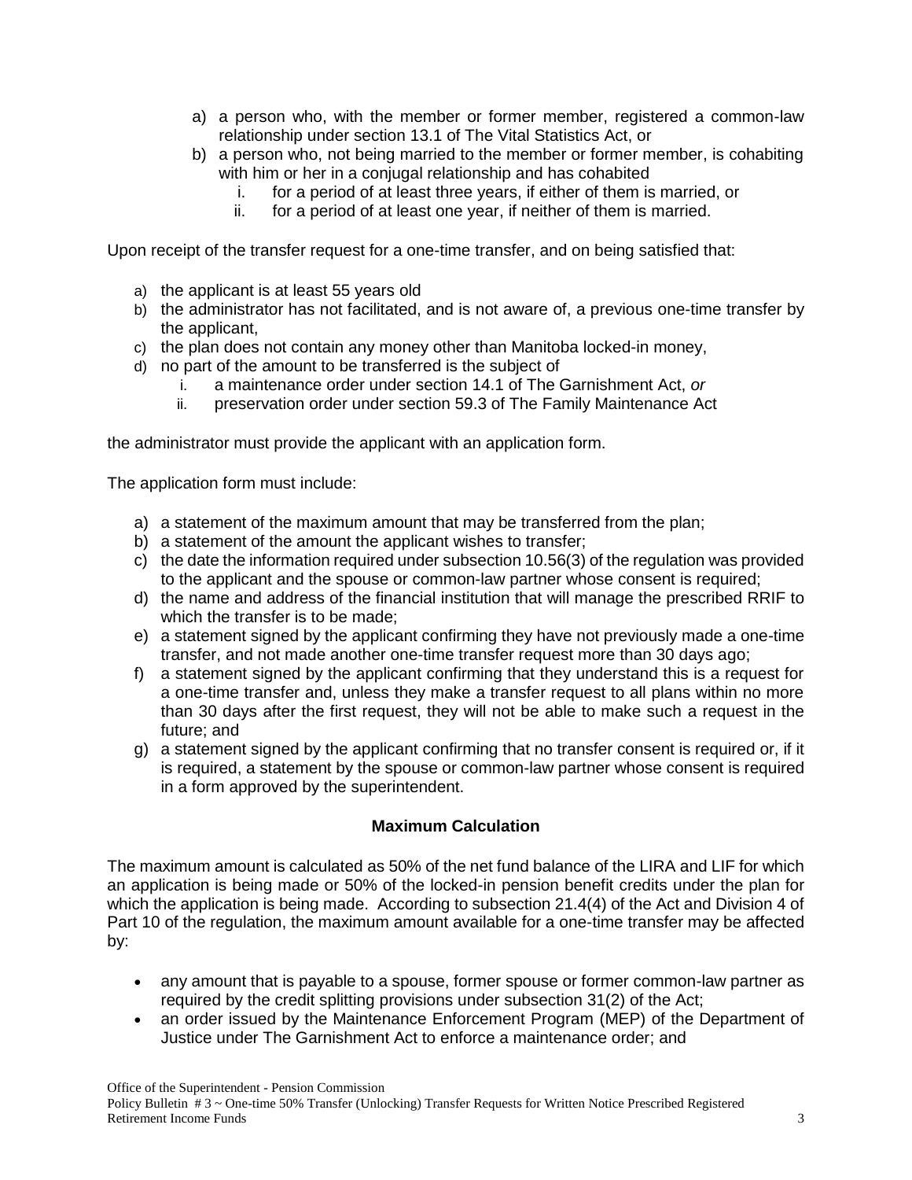a) a person who, with the member or former member, registered a common-law relationship under section 13.1 of The Vital Statistics Act, or
b) a person who, not being married to the member or former member, is cohabiting with him or her in a conjugal relationship and has cohabited
   i. for a period of at least three years, if either of them is married, or
   ii. for a period of at least one year, if neither of them is married.

Upon receipt of the transfer request for a one-time transfer, and on being satisfied that:

a) the applicant is at least 55 years old
b) the administrator has not facilitated, and is not aware of, a previous one-time transfer by the applicant,
c) the plan does not contain any money other than Manitoba locked-in money,
d) no part of the amount to be transferred is the subject of
   i. a maintenance order under section 14.1 of The Garnishment Act, *or*
   ii. preservation order under section 59.3 of The Family Maintenance Act

the administrator must provide the applicant with an application form.

The application form must include:

a) a statement of the maximum amount that may be transferred from the plan;
b) a statement of the amount the applicant wishes to transfer;
c) the date the information required under subsection 10.56(3) of the regulation was provided to the applicant and the spouse or common-law partner whose consent is required;
d) the name and address of the financial institution that will manage the prescribed RRIF to which the transfer is to be made;
e) a statement signed by the applicant confirming they have not previously made a one-time transfer, and not made another one-time transfer request more than 30 days ago;
f) a statement signed by the applicant confirming that they understand this is a request for a one-time transfer and, unless they make a transfer request to all plans within no more than 30 days after the first request, they will not be able to make such a request in the future; and
g) a statement signed by the applicant confirming that no transfer consent is required or, if it is required, a statement by the spouse or common-law partner whose consent is required in a form approved by the superintendent.

**Maximum Calculation**

The maximum amount is calculated as 50% of the net fund balance of the LIRA and LIF for which an application is being made or 50% of the locked-in pension benefit credits under the plan for which the application is being made. According to subsection 21.4(4) of the Act and Division 4 of Part 10 of the regulation, the maximum amount available for a one-time transfer may be affected by:

- any amount that is payable to a spouse, former spouse or former common-law partner as required by the credit splitting provisions under subsection 31(2) of the Act;
- an order issued by the Maintenance Enforcement Program (MEP) of the Department of Justice under The Garnishment Act to enforce a maintenance order; and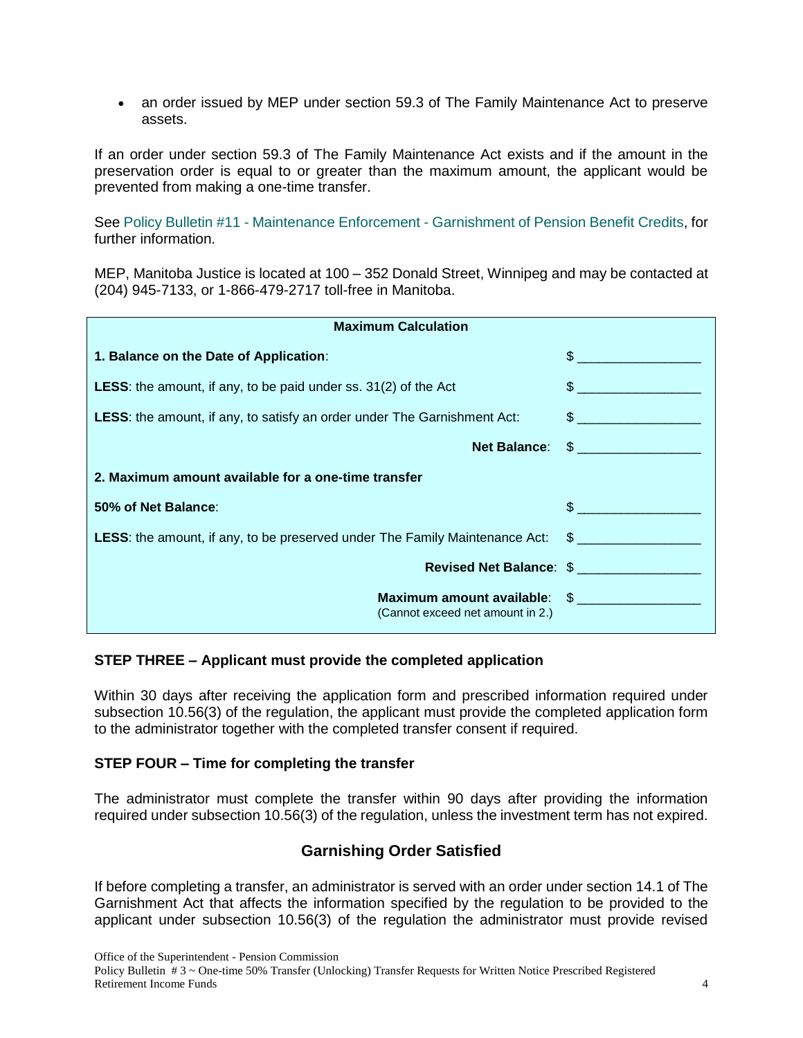- an order issued by MEP under section 59.3 of The Family Maintenance Act to preserve assets.

If an order under section 59.3 of The Family Maintenance Act exists and if the amount in the preservation order is equal to or greater than the maximum amount, the applicant would be prevented from making a one-time transfer.

See Policy Bulletin #11 - Maintenance Enforcement - Garnishment of Pension Benefit Credits, for further information.

MEP, Manitoba Justice is located at 100 – 352 Donald Street, Winnipeg and may be contacted at (204) 945-7133, or 1-866-479-2717 toll-free in Manitoba.

| **Maximum Calculation** | |
|---|---|
| **1. Balance on the Date of Application**: | $ _______________ |
| **LESS**: the amount, if any, to be paid under ss. 31(2) of the Act | $ _______________ |
| **LESS**: the amount, if any, to satisfy an order under The Garnishment Act: | $ _______________ |
| **Net Balance**: | $ _______________ |
| **2. Maximum amount available for a one-time transfer** | |
| **50% of Net Balance**: | $ _______________ |
| **LESS**: the amount, if any, to be preserved under The Family Maintenance Act: | $ _______________ |
| **Revised Net Balance**: | $ _______________ |
| **Maximum amount available**: (Cannot exceed net amount in 2.) | $ _______________ |

### STEP THREE – Applicant must provide the completed application

Within 30 days after receiving the application form and prescribed information required under subsection 10.56(3) of the regulation, the applicant must provide the completed application form to the administrator together with the completed transfer consent if required.

### STEP FOUR – Time for completing the transfer

The administrator must complete the transfer within 90 days after providing the information required under subsection 10.56(3) of the regulation, unless the investment term has not expired.

## Garnishing Order Satisfied

If before completing a transfer, an administrator is served with an order under section 14.1 of The Garnishment Act that affects the information specified by the regulation to be provided to the applicant under subsection 10.56(3) of the regulation the administrator must provide revised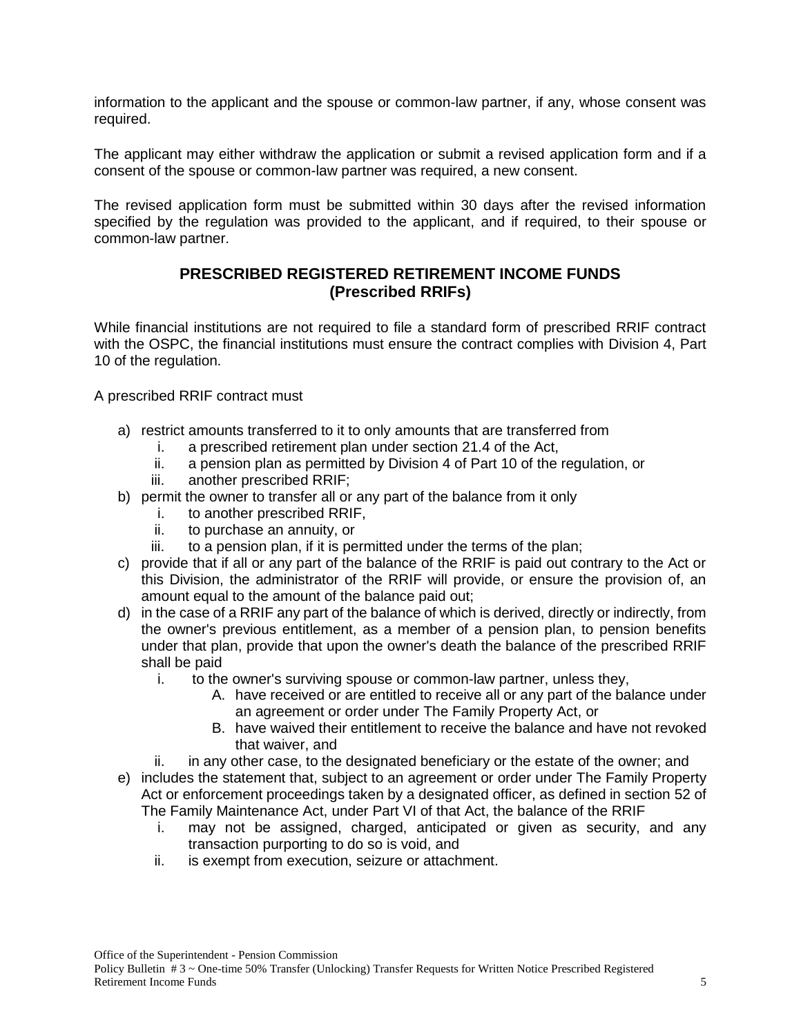information to the applicant and the spouse or common-law partner, if any, whose consent was required.

The applicant may either withdraw the application or submit a revised application form and if a consent of the spouse or common-law partner was required, a new consent.

The revised application form must be submitted within 30 days after the revised information specified by the regulation was provided to the applicant, and if required, to their spouse or common-law partner.

## PRESCRIBED REGISTERED RETIREMENT INCOME FUNDS (Prescribed RRIFs)

While financial institutions are not required to file a standard form of prescribed RRIF contract with the OSPC, the financial institutions must ensure the contract complies with Division 4, Part 10 of the regulation.

A prescribed RRIF contract must

a) restrict amounts transferred to it to only amounts that are transferred from
   i. a prescribed retirement plan under section 21.4 of the Act,
   ii. a pension plan as permitted by Division 4 of Part 10 of the regulation, or
   iii. another prescribed RRIF;
b) permit the owner to transfer all or any part of the balance from it only
   i. to another prescribed RRIF,
   ii. to purchase an annuity, or
   iii. to a pension plan, if it is permitted under the terms of the plan;
c) provide that if all or any part of the balance of the RRIF is paid out contrary to the Act or this Division, the administrator of the RRIF will provide, or ensure the provision of, an amount equal to the amount of the balance paid out;
d) in the case of a RRIF any part of the balance of which is derived, directly or indirectly, from the owner's previous entitlement, as a member of a pension plan, to pension benefits under that plan, provide that upon the owner's death the balance of the prescribed RRIF shall be paid
   i. to the owner's surviving spouse or common-law partner, unless they,
      A. have received or are entitled to receive all or any part of the balance under an agreement or order under The Family Property Act, or
      B. have waived their entitlement to receive the balance and have not revoked that waiver, and
   ii. in any other case, to the designated beneficiary or the estate of the owner; and
e) includes the statement that, subject to an agreement or order under The Family Property Act or enforcement proceedings taken by a designated officer, as defined in section 52 of The Family Maintenance Act, under Part VI of that Act, the balance of the RRIF
   i. may not be assigned, charged, anticipated or given as security, and any transaction purporting to do so is void, and
   ii. is exempt from execution, seizure or attachment.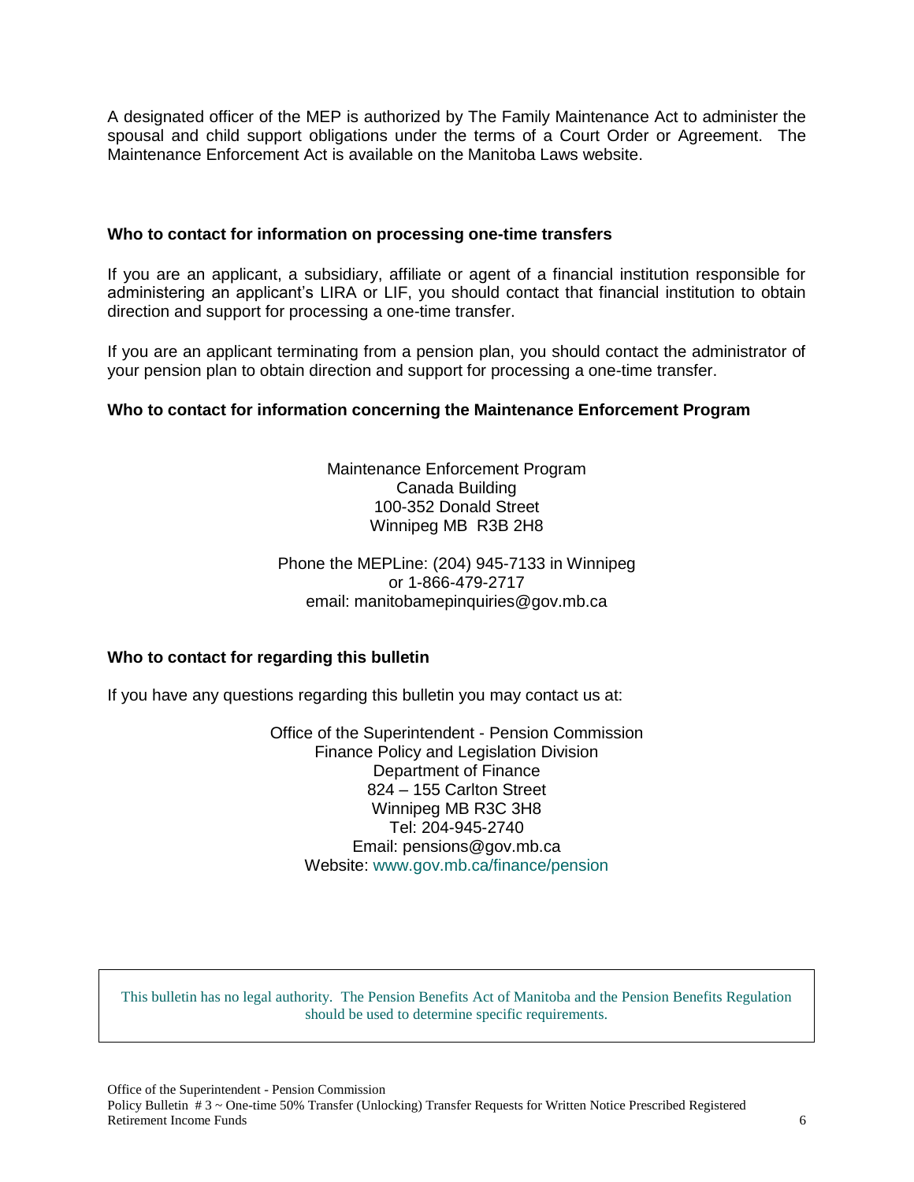A designated officer of the MEP is authorized by The Family Maintenance Act to administer the spousal and child support obligations under the terms of a Court Order or Agreement. The Maintenance Enforcement Act is available on the Manitoba Laws website.

**Who to contact for information on processing one-time transfers**

If you are an applicant, a subsidiary, affiliate or agent of a financial institution responsible for administering an applicant's LIRA or LIF, you should contact that financial institution to obtain direction and support for processing a one-time transfer.

If you are an applicant terminating from a pension plan, you should contact the administrator of your pension plan to obtain direction and support for processing a one-time transfer.

**Who to contact for information concerning the Maintenance Enforcement Program**

Maintenance Enforcement Program
Canada Building
100-352 Donald Street
Winnipeg MB R3B 2H8

Phone the MEPLine: (204) 945-7133 in Winnipeg
or 1-866-479-2717
email: manitobamepinquiries@gov.mb.ca

**Who to contact for regarding this bulletin**

If you have any questions regarding this bulletin you may contact us at:

Office of the Superintendent - Pension Commission
Finance Policy and Legislation Division
Department of Finance
824 – 155 Carlton Street
Winnipeg MB R3C 3H8
Tel: 204-945-2740
Email: pensions@gov.mb.ca
Website: www.gov.mb.ca/finance/pension

This bulletin has no legal authority. The Pension Benefits Act of Manitoba and the Pension Benefits Regulation should be used to determine specific requirements.